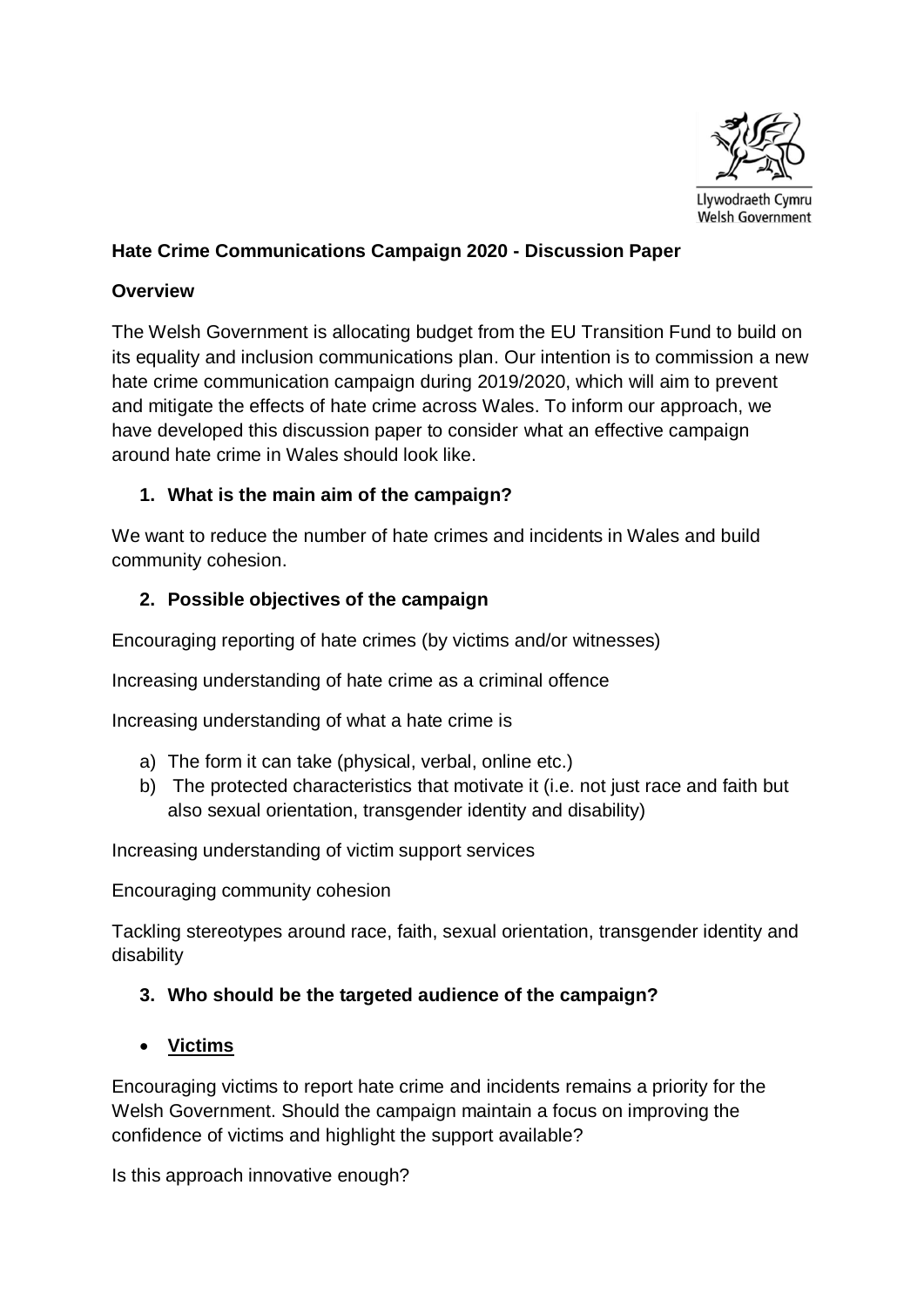Llywodraeth Cymru
Welsh Government

**Hate Crime Communications Campaign 2020 - Discussion Paper**

**Overview**

The Welsh Government is allocating budget from the EU Transition Fund to build on its equality and inclusion communications plan. Our intention is to commission a new hate crime communication campaign during 2019/2020, which will aim to prevent and mitigate the effects of hate crime across Wales. To inform our approach, we have developed this discussion paper to consider what an effective campaign around hate crime in Wales should look like.

1. **What is the main aim of the campaign?**

We want to reduce the number of hate crimes and incidents in Wales and build community cohesion.

2. **Possible objectives of the campaign**

Encouraging reporting of hate crimes (by victims and/or witnesses)

Increasing understanding of hate crime as a criminal offence

Increasing understanding of what a hate crime is

a) The form it can take (physical, verbal, online etc.)
b) The protected characteristics that motivate it (i.e. not just race and faith but also sexual orientation, transgender identity and disability)

Increasing understanding of victim support services

Encouraging community cohesion

Tackling stereotypes around race, faith, sexual orientation, transgender identity and disability

3. **Who should be the targeted audience of the campaign?**

- **Victims**

Encouraging victims to report hate crime and incidents remains a priority for the Welsh Government. Should the campaign maintain a focus on improving the confidence of victims and highlight the support available?

Is this approach innovative enough?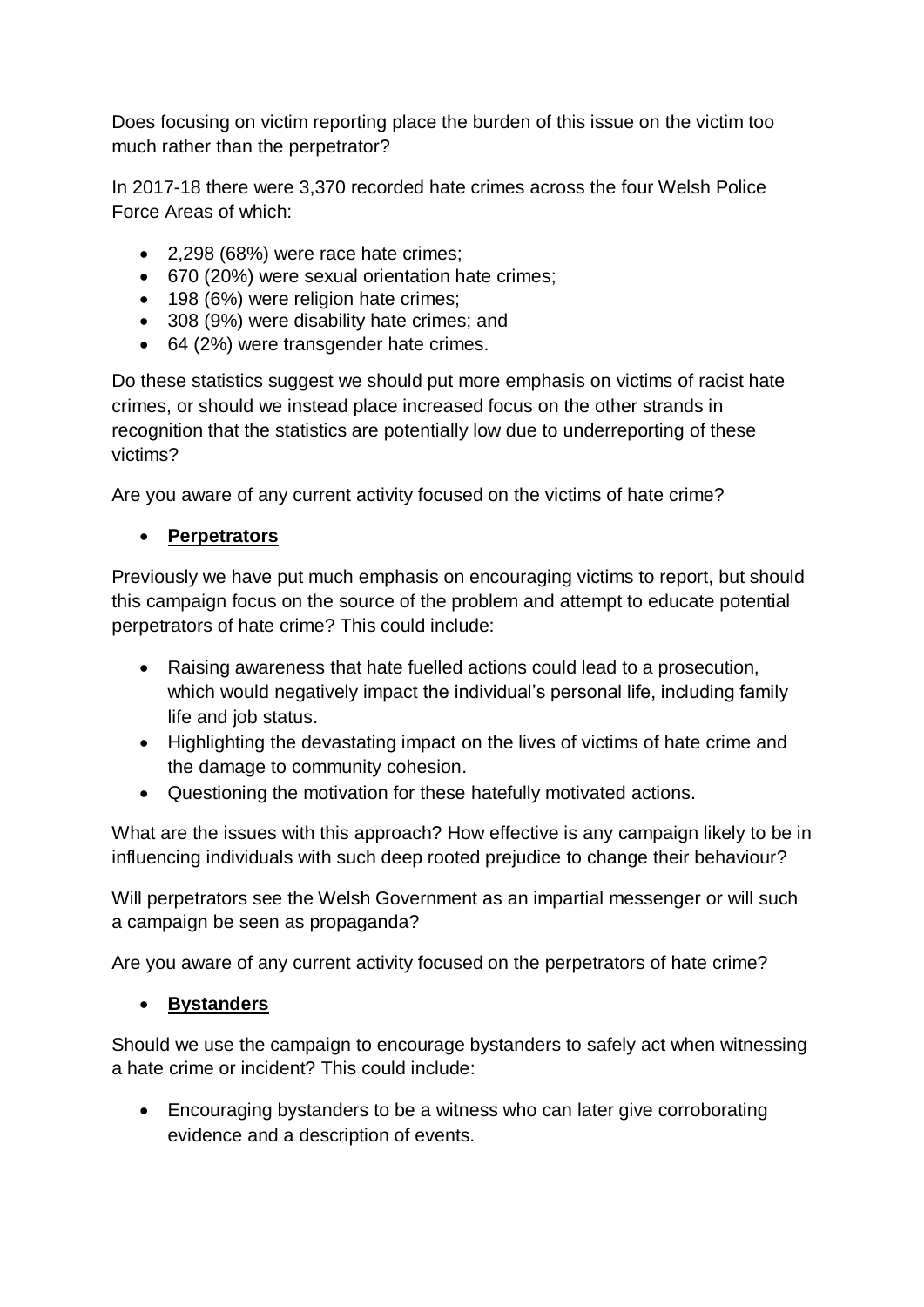Does focusing on victim reporting place the burden of this issue on the victim too much rather than the perpetrator?

In 2017-18 there were 3,370 recorded hate crimes across the four Welsh Police Force Areas of which:

- 2,298 (68%) were race hate crimes;
- 670 (20%) were sexual orientation hate crimes;
- 198 (6%) were religion hate crimes;
- 308 (9%) were disability hate crimes; and
- 64 (2%) were transgender hate crimes.

Do these statistics suggest we should put more emphasis on victims of racist hate crimes, or should we instead place increased focus on the other strands in recognition that the statistics are potentially low due to underreporting of these victims?

Are you aware of any current activity focused on the victims of hate crime?

- **<u>Perpetrators</u>**

Previously we have put much emphasis on encouraging victims to report, but should this campaign focus on the source of the problem and attempt to educate potential perpetrators of hate crime? This could include:

- Raising awareness that hate fuelled actions could lead to a prosecution, which would negatively impact the individual's personal life, including family life and job status.
- Highlighting the devastating impact on the lives of victims of hate crime and the damage to community cohesion.
- Questioning the motivation for these hatefully motivated actions.

What are the issues with this approach? How effective is any campaign likely to be in influencing individuals with such deep rooted prejudice to change their behaviour?

Will perpetrators see the Welsh Government as an impartial messenger or will such a campaign be seen as propaganda?

Are you aware of any current activity focused on the perpetrators of hate crime?

- **<u>Bystanders</u>**

Should we use the campaign to encourage bystanders to safely act when witnessing a hate crime or incident? This could include:

- Encouraging bystanders to be a witness who can later give corroborating evidence and a description of events.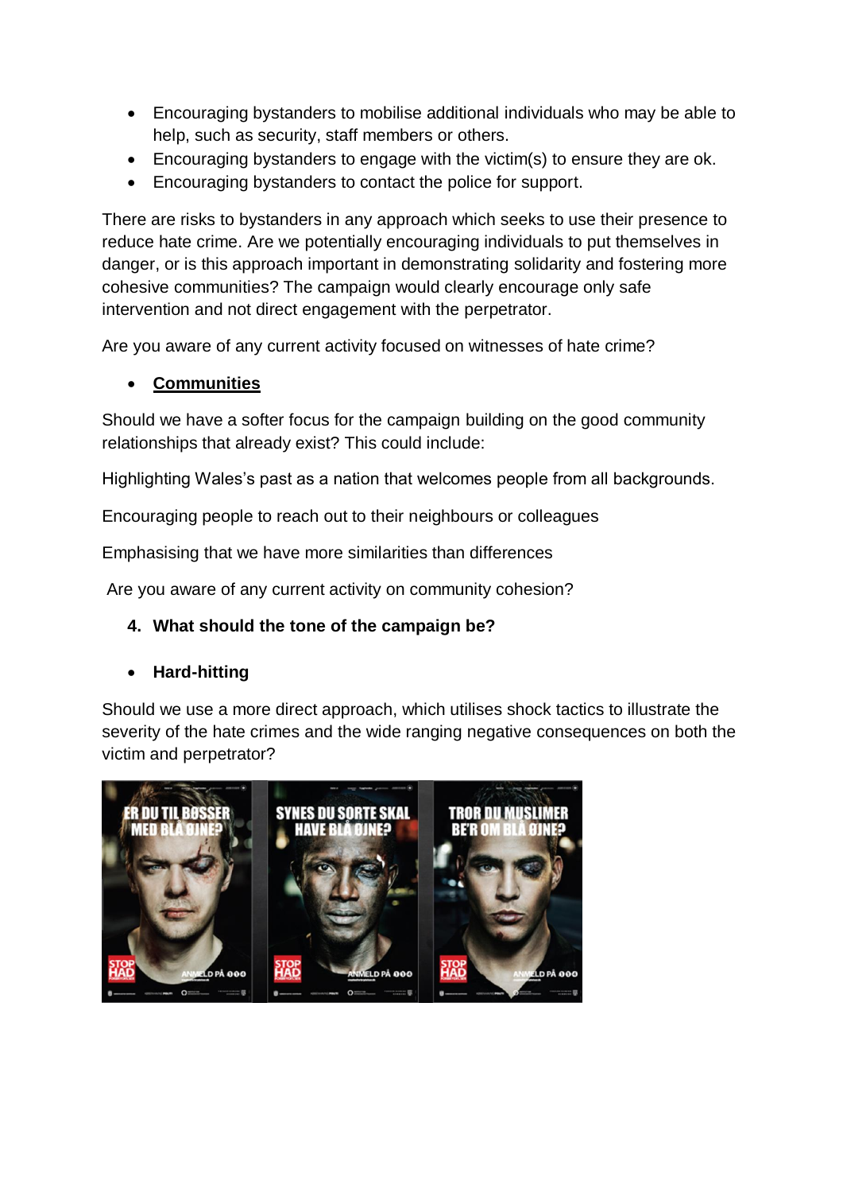- Encouraging bystanders to mobilise additional individuals who may be able to help, such as security, staff members or others.
- Encouraging bystanders to engage with the victim(s) to ensure they are ok.
- Encouraging bystanders to contact the police for support.

There are risks to bystanders in any approach which seeks to use their presence to reduce hate crime. Are we potentially encouraging individuals to put themselves in danger, or is this approach important in demonstrating solidarity and fostering more cohesive communities? The campaign would clearly encourage only safe intervention and not direct engagement with the perpetrator.

Are you aware of any current activity focused on witnesses of hate crime?

- **Communities**

Should we have a softer focus for the campaign building on the good community relationships that already exist? This could include:

Highlighting Wales's past as a nation that welcomes people from all backgrounds.

Encouraging people to reach out to their neighbours or colleagues

Emphasising that we have more similarities than differences

Are you aware of any current activity on community cohesion?

4. **What should the tone of the campaign be?**

- **Hard-hitting**

Should we use a more direct approach, which utilises shock tactics to illustrate the severity of the hate crimes and the wide ranging negative consequences on both the victim and perpetrator?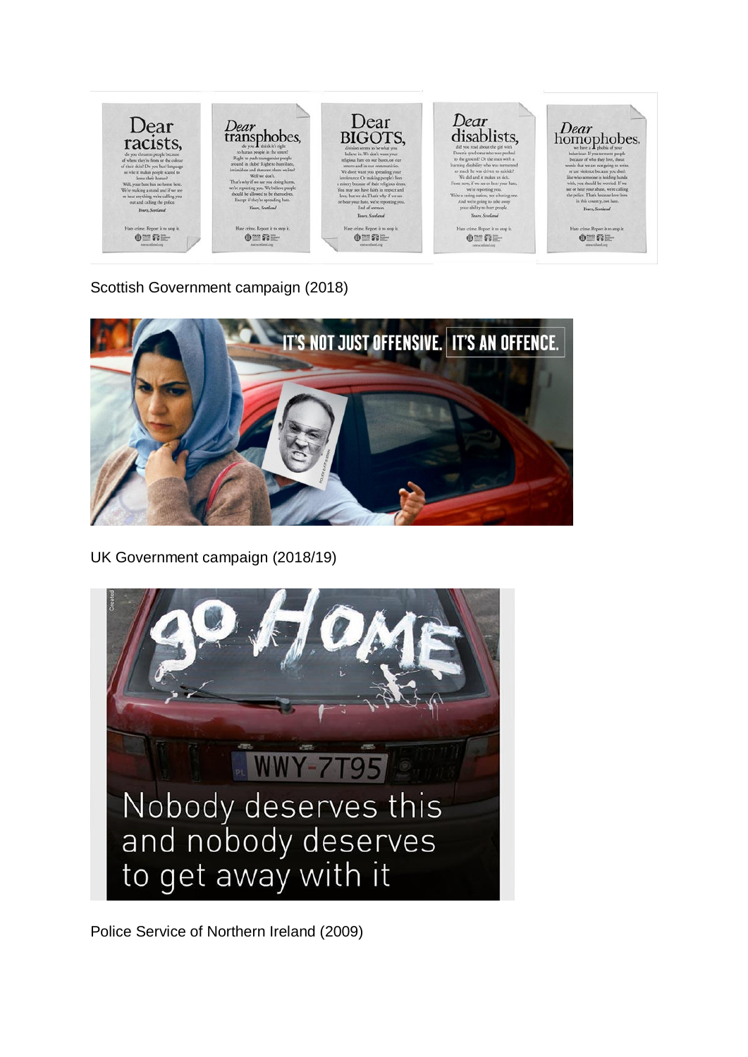Scottish Government campaign (2018)

UK Government campaign (2018/19)

Police Service of Northern Ireland (2009)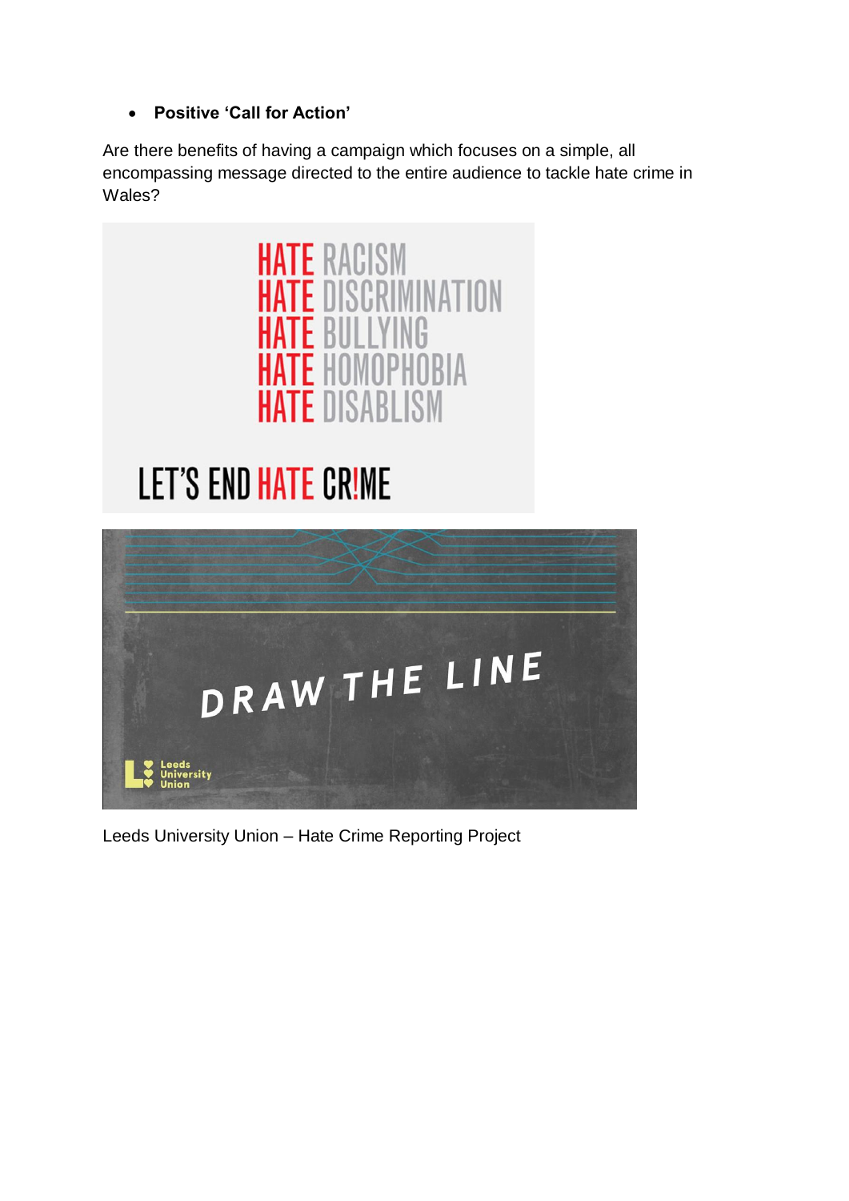- **Positive 'Call for Action'**

Are there benefits of having a campaign which focuses on a simple, all encompassing message directed to the entire audience to tackle hate crime in Wales?

HATE RACISM
HATE DISCRIMINATION
HATE BULLYING
HATE HOMOPHOBIA
HATE DISABLISM

LET'S END HATE CR!ME

DRAW THE LINE

Leeds University Union

Leeds University Union – Hate Crime Reporting Project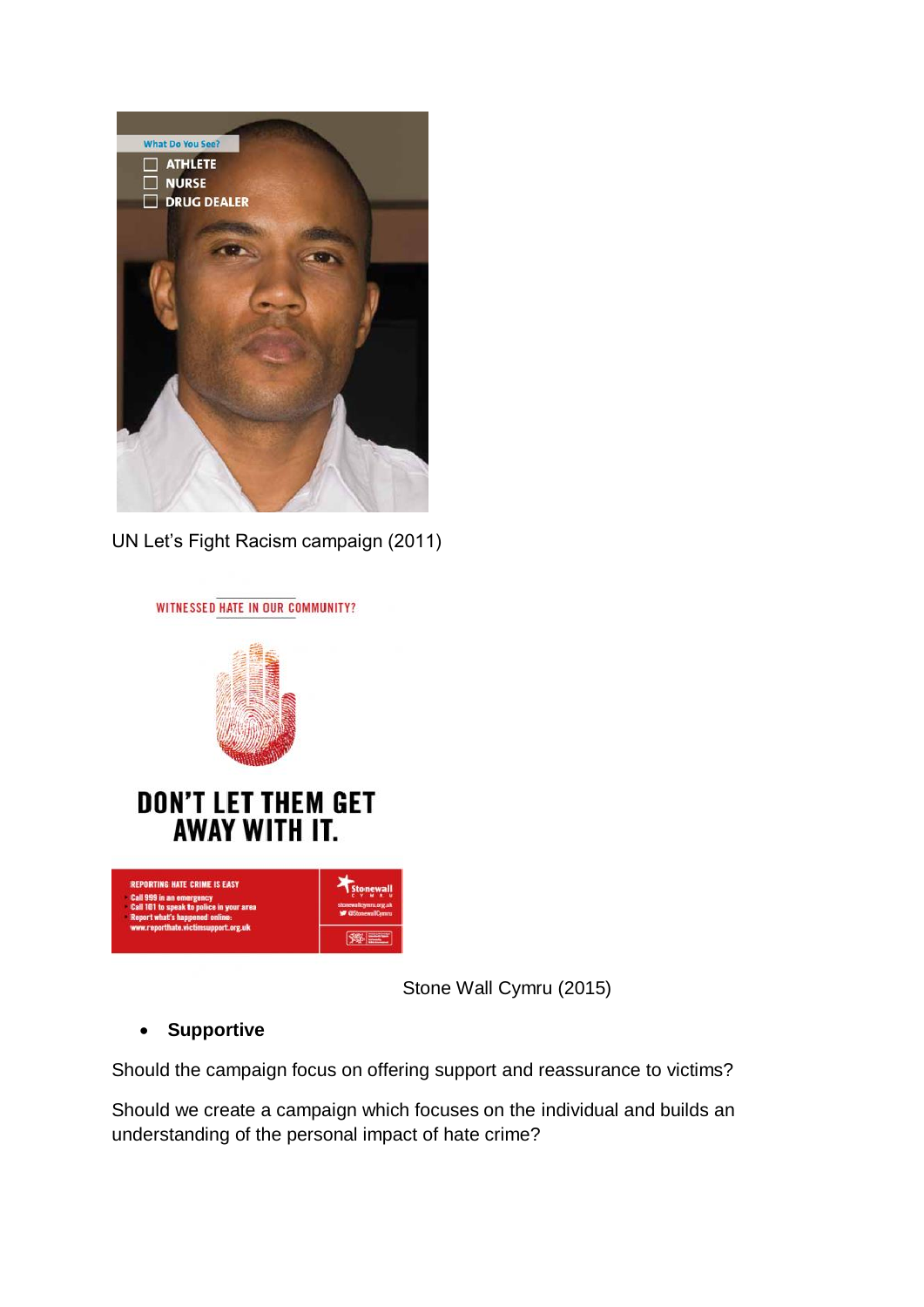UN Let's Fight Racism campaign (2011)

Stone Wall Cymru (2015)

- **Supportive**

Should the campaign focus on offering support and reassurance to victims?

Should we create a campaign which focuses on the individual and builds an understanding of the personal impact of hate crime?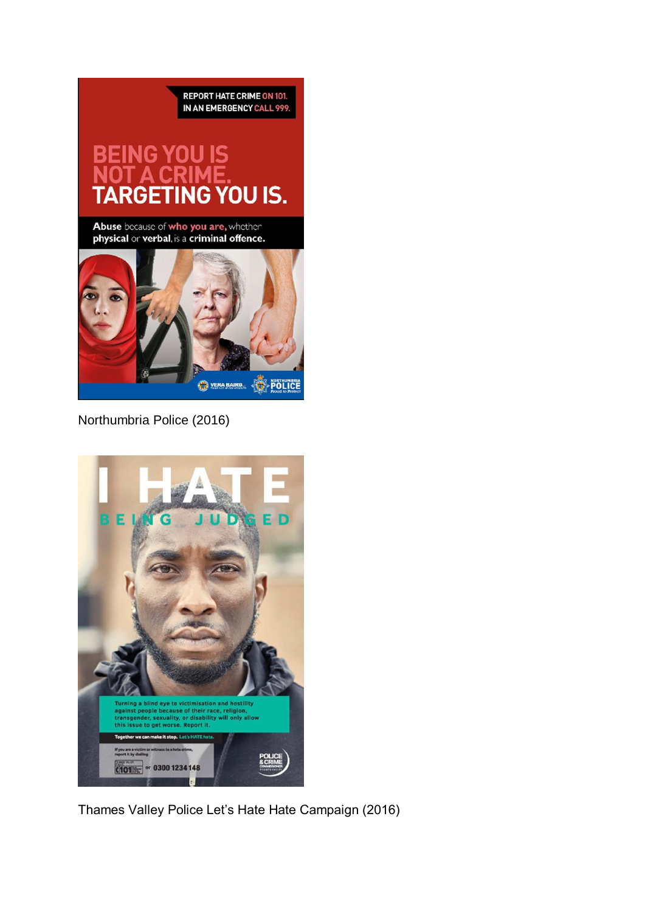Northumbria Police (2016)

Thames Valley Police Let's Hate Hate Campaign (2016)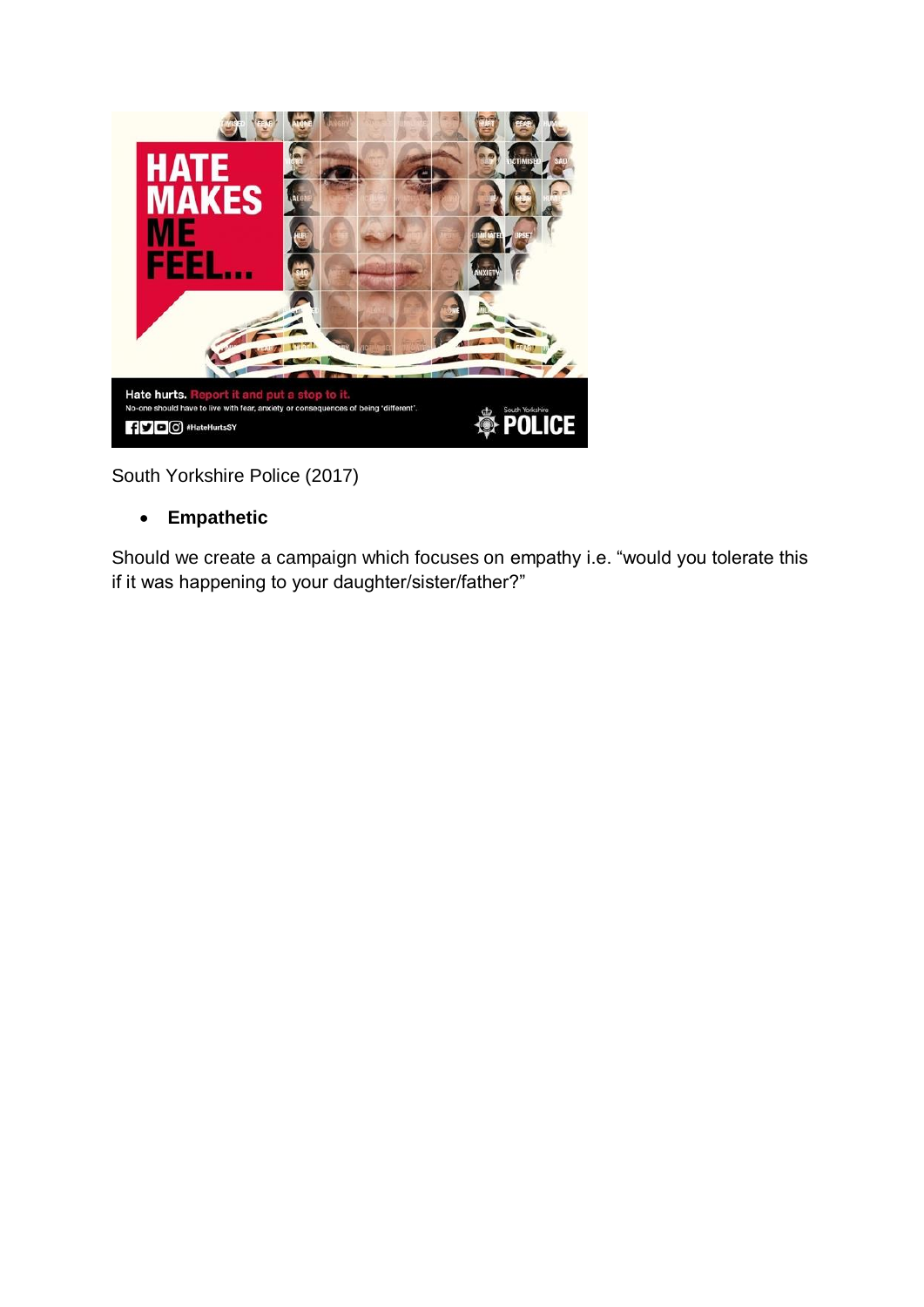South Yorkshire Police (2017)

- **Empathetic**

Should we create a campaign which focuses on empathy i.e. “would you tolerate this if it was happening to your daughter/sister/father?”